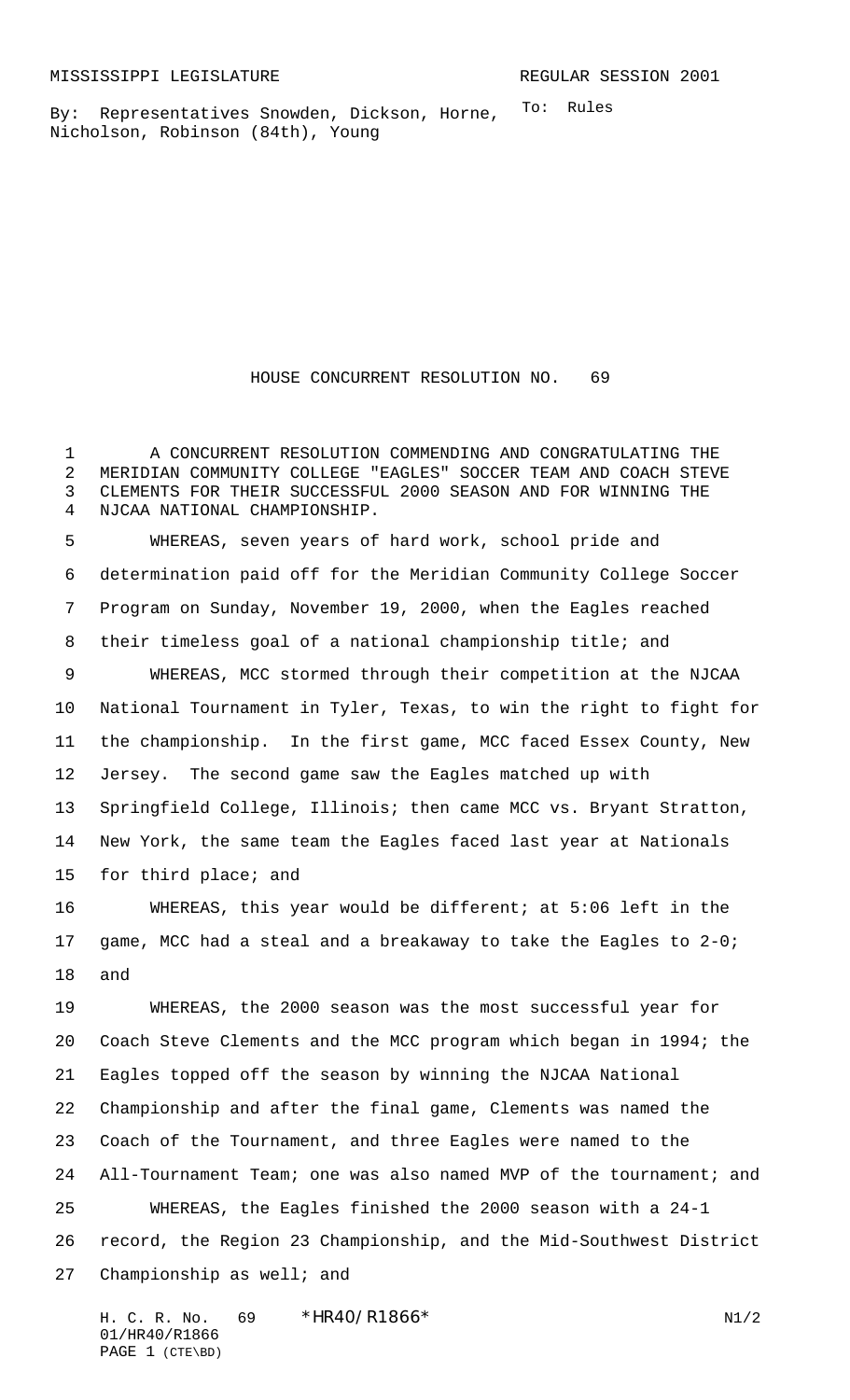MISSISSIPPI LEGISLATURE REGULAR SESSION 2001

By: Representatives Snowden, Dickson, Horne, Nicholson, Robinson (84th), Young

To: Rules

# HOUSE CONCURRENT RESOLUTION NO. 69

A CONCURRENT RESOLUTION COMMENDING AND CONGRATULATING THE MERIDIAN COMMUNITY COLLEGE "EAGLES" SOCCER TEAM AND COACH STEVE CLEMENTS FOR THEIR SUCCESSFUL 2000 SEASON AND FOR WINNING THE NJCAA NATIONAL CHAMPIONSHIP.

WHEREAS, seven years of hard work, school pride and determination paid off for the Meridian Community College Soccer Program on Sunday, November 19, 2000, when the Eagles reached their timeless goal of a national championship title; and

WHEREAS, MCC stormed through their competition at the NJCAA National Tournament in Tyler, Texas, to win the right to fight for the championship. In the first game, MCC faced Essex County, New Jersey. The second game saw the Eagles matched up with Springfield College, Illinois; then came MCC vs. Bryant Stratton, New York, the same team the Eagles faced last year at Nationals for third place; and

WHEREAS, this year would be different; at 5:06 left in the game, MCC had a steal and a breakaway to take the Eagles to 2-0; and

WHEREAS, the 2000 season was the most successful year for Coach Steve Clements and the MCC program which began in 1994; the Eagles topped off the season by winning the NJCAA National Championship and after the final game, Clements was named the Coach of the Tournament, and three Eagles were named to the All-Tournament Team; one was also named MVP of the tournament; and

WHEREAS, the Eagles finished the 2000 season with a 24-1 record, the Region 23 Championship, and the Mid-Southwest District Championship as well; and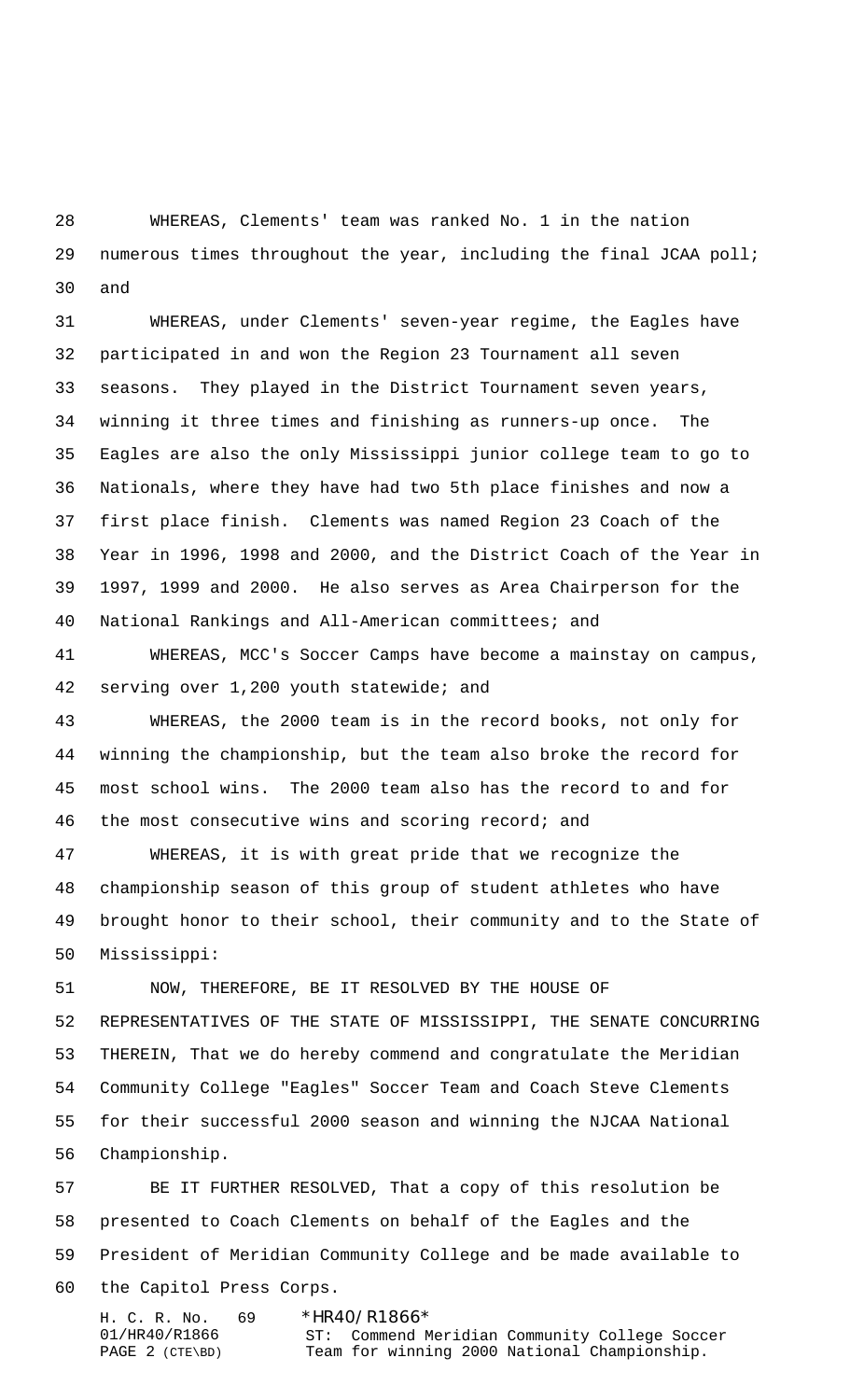WHEREAS, Clements' team was ranked No. 1 in the nation numerous times throughout the year, including the final JCAA poll; and

WHEREAS, under Clements' seven-year regime, the Eagles have participated in and won the Region 23 Tournament all seven seasons. They played in the District Tournament seven years, winning it three times and finishing as runners-up once. The Eagles are also the only Mississippi junior college team to go to Nationals, where they have had two 5th place finishes and now a first place finish. Clements was named Region 23 Coach of the Year in 1996, 1998 and 2000, and the District Coach of the Year in 1997, 1999 and 2000. He also serves as Area Chairperson for the National Rankings and All-American committees; and

WHEREAS, MCC's Soccer Camps have become a mainstay on campus, serving over 1,200 youth statewide; and

WHEREAS, the 2000 team is in the record books, not only for winning the championship, but the team also broke the record for most school wins. The 2000 team also has the record to and for the most consecutive wins and scoring record; and

WHEREAS, it is with great pride that we recognize the championship season of this group of student athletes who have brought honor to their school, their community and to the State of Mississippi:

NOW, THEREFORE, BE IT RESOLVED BY THE HOUSE OF REPRESENTATIVES OF THE STATE OF MISSISSIPPI, THE SENATE CONCURRING THEREIN, That we do hereby commend and congratulate the Meridian Community College "Eagles" Soccer Team and Coach Steve Clements for their successful 2000 season and winning the NJCAA National Championship.

BE IT FURTHER RESOLVED, That a copy of this resolution be presented to Coach Clements on behalf of the Eagles and the President of Meridian Community College and be made available to the Capitol Press Corps.

ST: Commend Meridian Community College Soccer Team for winning 2000 National Championship.